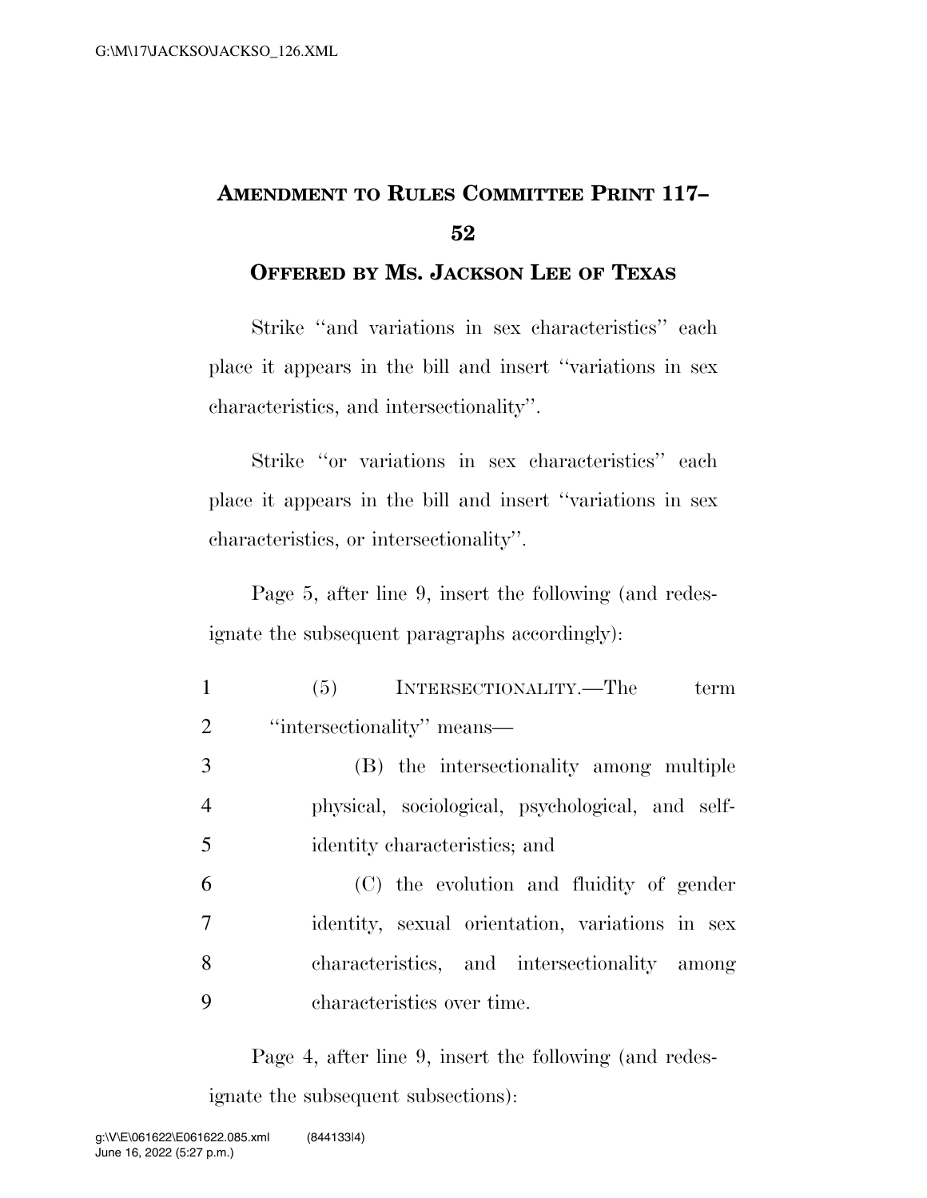# Amendment to Rules Committee Print 117–52

## Offered by Ms. Jackson Lee of Texas

Strike "and variations in sex characteristics" each place it appears in the bill and insert "variations in sex characteristics, and intersectionality".

Strike "or variations in sex characteristics" each place it appears in the bill and insert "variations in sex characteristics, or intersectionality".

Page 5, after line 9, insert the following (and redesignate the subsequent paragraphs accordingly):

1 (5) INTERSECTIONALITY.—The term
2 "intersectionality" means—
3 (B) the intersectionality among multiple
4 physical, sociological, psychological, and self-
5 identity characteristics; and
6 (C) the evolution and fluidity of gender
7 identity, sexual orientation, variations in sex
8 characteristics, and intersectionality among
9 characteristics over time.

Page 4, after line 9, insert the following (and redesignate the subsequent subsections):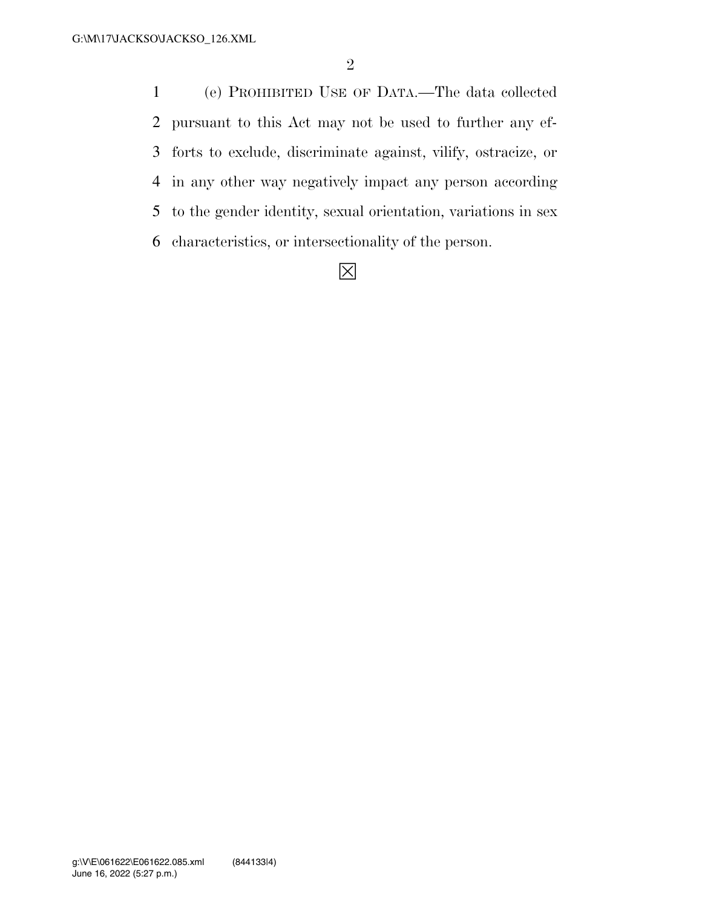(e) PROHIBITED USE OF DATA.—The data collected pursuant to this Act may not be used to further any efforts to exclude, discriminate against, vilify, ostracize, or in any other way negatively impact any person according to the gender identity, sexual orientation, variations in sex characteristics, or intersectionality of the person.